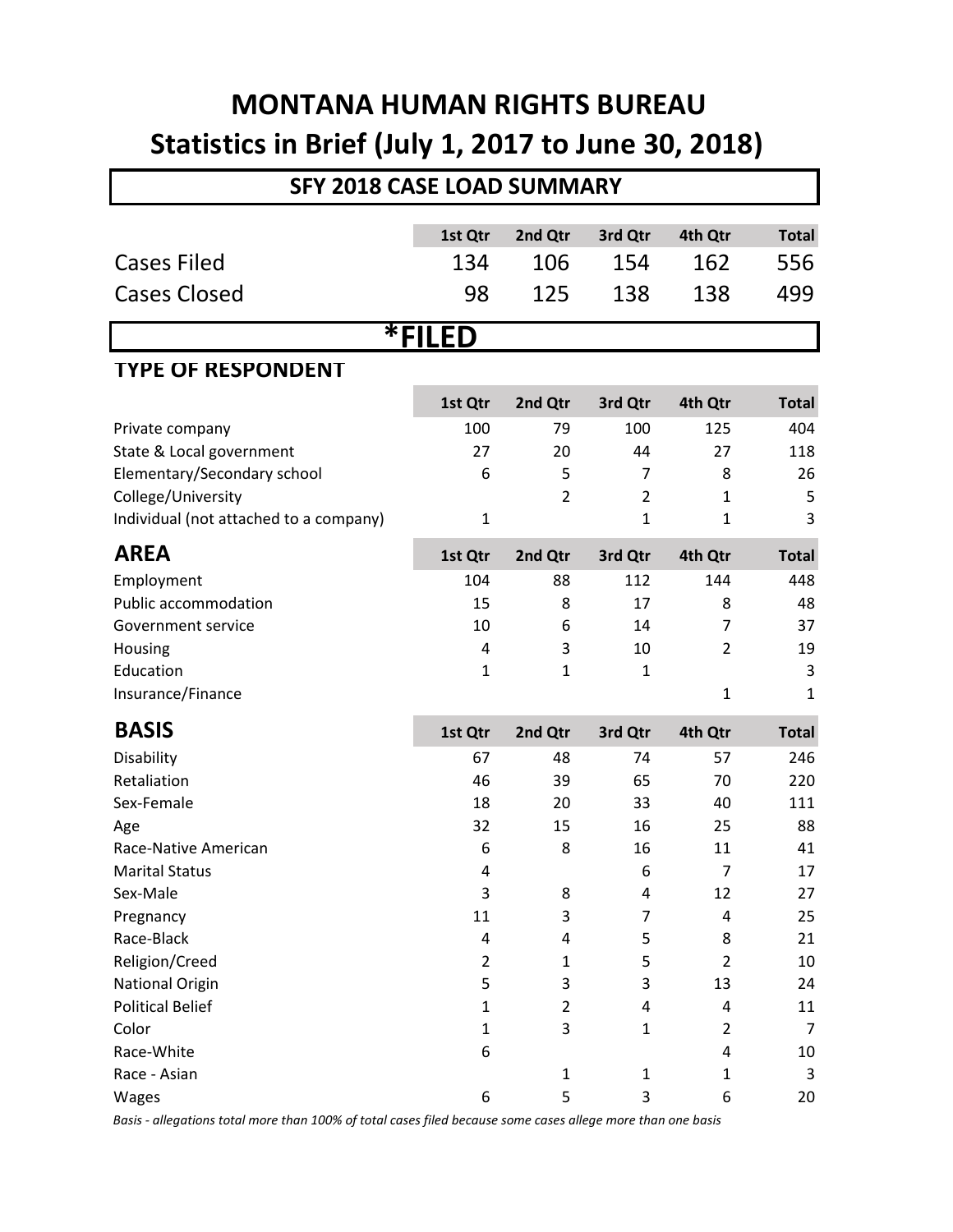# MONTANA HUMAN RIGHTS BUREAU
# Statistics in Brief (July 1, 2017 to June 30, 2018)

## SFY 2018 CASE LOAD SUMMARY

| | 1st Qtr | 2nd Qtr | 3rd Qtr | 4th Qtr | Total |
|---|---|---|---|---|---|
| Cases Filed | 134 | 106 | 154 | 162 | 556 |
| Cases Closed | 98 | 125 | 138 | 138 | 499 |

## *FILED

### TYPE OF RESPONDENT

| | 1st Qtr | 2nd Qtr | 3rd Qtr | 4th Qtr | Total |
|---|---|---|---|---|---|
| Private company | 100 | 79 | 100 | 125 | 404 |
| State & Local government | 27 | 20 | 44 | 27 | 118 |
| Elementary/Secondary school | 6 | 5 | 7 | 8 | 26 |
| College/University | | 2 | 2 | 1 | 5 |
| Individual (not attached to a company) | 1 | | 1 | 1 | 3 |

### AREA

| | 1st Qtr | 2nd Qtr | 3rd Qtr | 4th Qtr | Total |
|---|---|---|---|---|---|
| Employment | 104 | 88 | 112 | 144 | 448 |
| Public accommodation | 15 | 8 | 17 | 8 | 48 |
| Government service | 10 | 6 | 14 | 7 | 37 |
| Housing | 4 | 3 | 10 | 2 | 19 |
| Education | 1 | 1 | 1 | | 3 |
| Insurance/Finance | | | | 1 | 1 |

### BASIS

| | 1st Qtr | 2nd Qtr | 3rd Qtr | 4th Qtr | Total |
|---|---|---|---|---|---|
| Disability | 67 | 48 | 74 | 57 | 246 |
| Retaliation | 46 | 39 | 65 | 70 | 220 |
| Sex-Female | 18 | 20 | 33 | 40 | 111 |
| Age | 32 | 15 | 16 | 25 | 88 |
| Race-Native American | 6 | 8 | 16 | 11 | 41 |
| Marital Status | 4 | | 6 | 7 | 17 |
| Sex-Male | 3 | 8 | 4 | 12 | 27 |
| Pregnancy | 11 | 3 | 7 | 4 | 25 |
| Race-Black | 4 | 4 | 5 | 8 | 21 |
| Religion/Creed | 2 | 1 | 5 | 2 | 10 |
| National Origin | 5 | 3 | 3 | 13 | 24 |
| Political Belief | 1 | 2 | 4 | 4 | 11 |
| Color | 1 | 3 | 1 | 2 | 7 |
| Race-White | 6 | | | 4 | 10 |
| Race - Asian | | 1 | 1 | 1 | 3 |
| Wages | 6 | 5 | 3 | 6 | 20 |

*Basis - allegations total more than 100% of total cases filed because some cases allege more than one basis*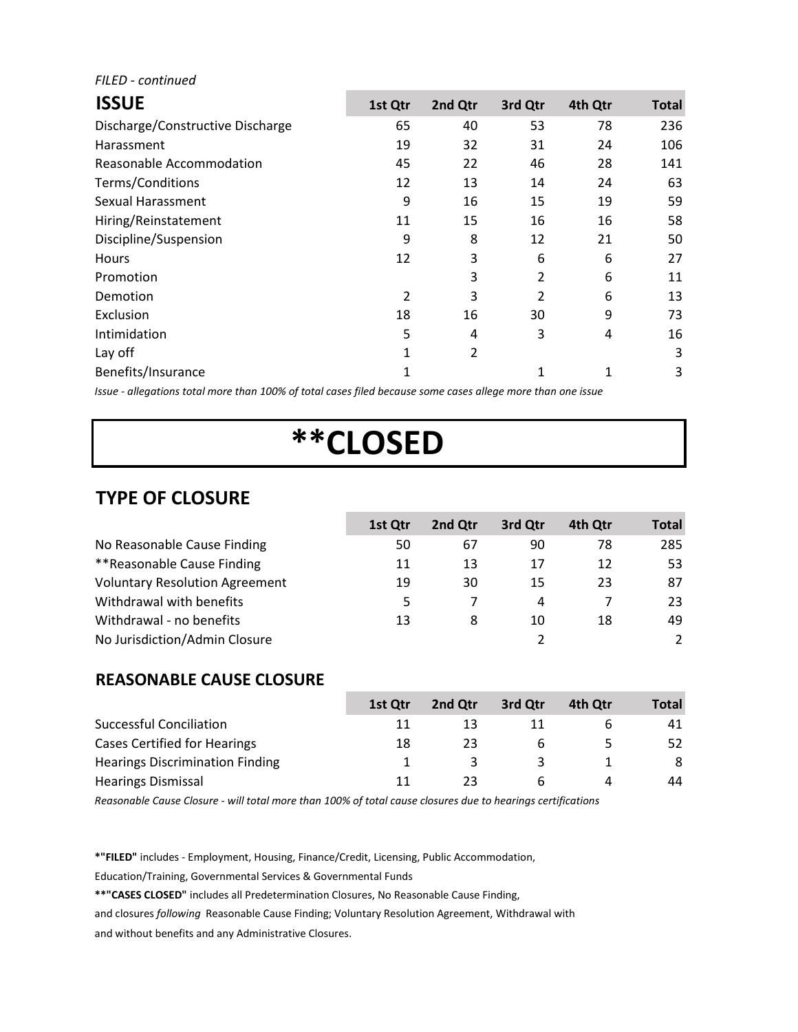*FILED - continued*

| ISSUE | 1st Qtr | 2nd Qtr | 3rd Qtr | 4th Qtr | Total |
|---|---|---|---|---|---|
| Discharge/Constructive Discharge | 65 | 40 | 53 | 78 | 236 |
| Harassment | 19 | 32 | 31 | 24 | 106 |
| Reasonable Accommodation | 45 | 22 | 46 | 28 | 141 |
| Terms/Conditions | 12 | 13 | 14 | 24 | 63 |
| Sexual Harassment | 9 | 16 | 15 | 19 | 59 |
| Hiring/Reinstatement | 11 | 15 | 16 | 16 | 58 |
| Discipline/Suspension | 9 | 8 | 12 | 21 | 50 |
| Hours | 12 | 3 | 6 | 6 | 27 |
| Promotion | | 3 | 2 | 6 | 11 |
| Demotion | 2 | 3 | 2 | 6 | 13 |
| Exclusion | 18 | 16 | 30 | 9 | 73 |
| Intimidation | 5 | 4 | 3 | 4 | 16 |
| Lay off | 1 | 2 | | | 3 |
| Benefits/Insurance | 1 | | 1 | 1 | 3 |

*Issue - allegations total more than 100% of total cases filed because some cases allege more than one issue*

# **CLOSED

## TYPE OF CLOSURE

| | 1st Qtr | 2nd Qtr | 3rd Qtr | 4th Qtr | Total |
|---|---|---|---|---|---|
| No Reasonable Cause Finding | 50 | 67 | 90 | 78 | 285 |
| **Reasonable Cause Finding | 11 | 13 | 17 | 12 | 53 |
| Voluntary Resolution Agreement | 19 | 30 | 15 | 23 | 87 |
| Withdrawal with benefits | 5 | 7 | 4 | 7 | 23 |
| Withdrawal - no benefits | 13 | 8 | 10 | 18 | 49 |
| No Jurisdiction/Admin Closure | | | 2 | | 2 |

## REASONABLE CAUSE CLOSURE

| | 1st Qtr | 2nd Qtr | 3rd Qtr | 4th Qtr | Total |
|---|---|---|---|---|---|
| Successful Conciliation | 11 | 13 | 11 | 6 | 41 |
| Cases Certified for Hearings | 18 | 23 | 6 | 5 | 52 |
| Hearings Discrimination Finding | 1 | 3 | 3 | 1 | 8 |
| Hearings Dismissal | 11 | 23 | 6 | 4 | 44 |

*Reasonable Cause Closure - will total more than 100% of total cause closures due to hearings certifications*

**\*"FILED"** includes - Employment, Housing, Finance/Credit, Licensing, Public Accommodation, Education/Training, Governmental Services & Governmental Funds

**\*\*"CASES CLOSED"** includes all Predetermination Closures, No Reasonable Cause Finding, and closures *following* Reasonable Cause Finding; Voluntary Resolution Agreement, Withdrawal with and without benefits and any Administrative Closures.